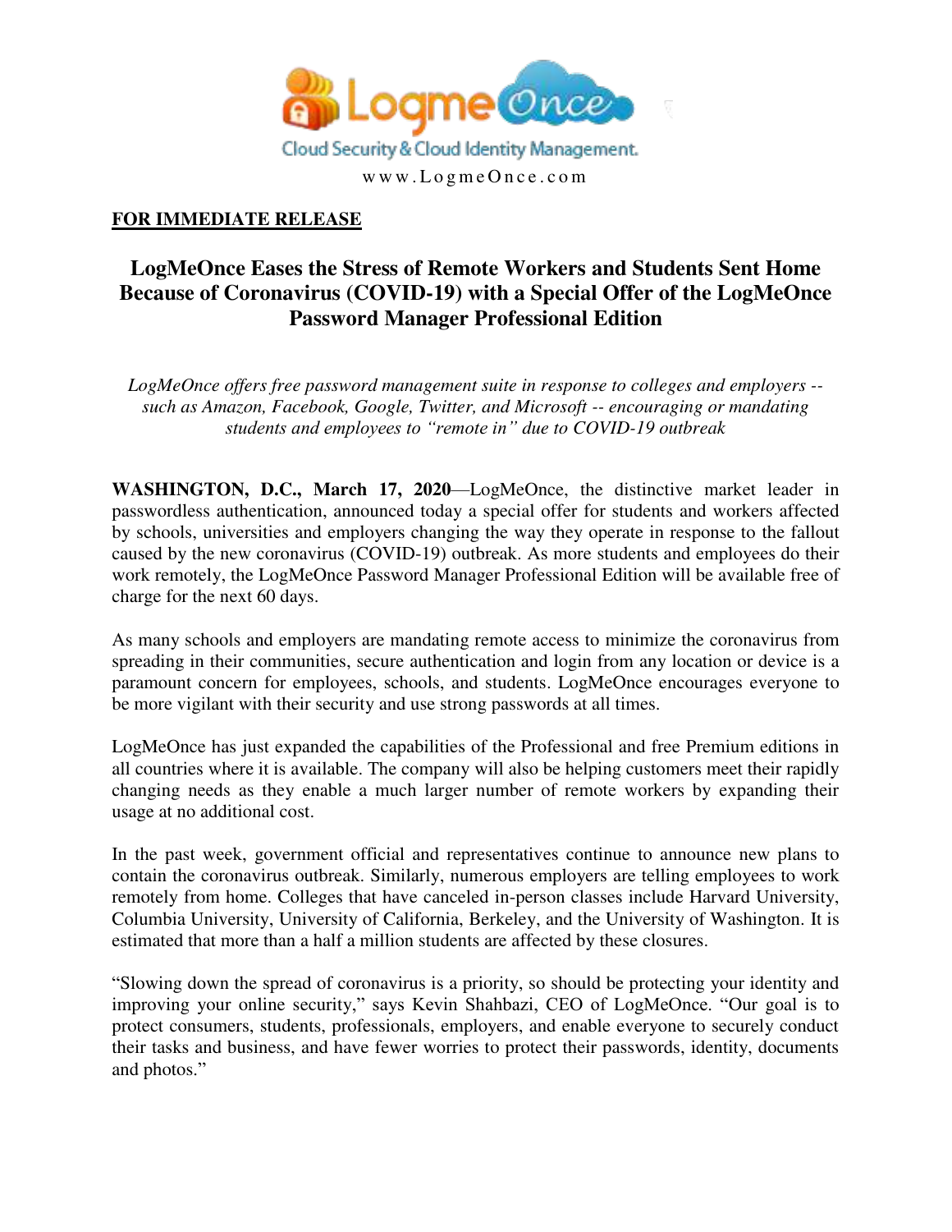Cloud Security & Cloud Identity Management.

www.LogmeOnce.com

**FOR IMMEDIATE RELEASE**

# LogMeOnce Eases the Stress of Remote Workers and Students Sent Home Because of Coronavirus (COVID-19) with a Special Offer of the LogMeOnce Password Manager Professional Edition

*LogMeOnce offers free password management suite in response to colleges and employers -- such as Amazon, Facebook, Google, Twitter, and Microsoft -- encouraging or mandating students and employees to "remote in" due to COVID-19 outbreak*

**WASHINGTON, D.C., March 17, 2020**—LogMeOnce, the distinctive market leader in passwordless authentication, announced today a special offer for students and workers affected by schools, universities and employers changing the way they operate in response to the fallout caused by the new coronavirus (COVID-19) outbreak. As more students and employees do their work remotely, the LogMeOnce Password Manager Professional Edition will be available free of charge for the next 60 days.

As many schools and employers are mandating remote access to minimize the coronavirus from spreading in their communities, secure authentication and login from any location or device is a paramount concern for employees, schools, and students. LogMeOnce encourages everyone to be more vigilant with their security and use strong passwords at all times.

LogMeOnce has just expanded the capabilities of the Professional and free Premium editions in all countries where it is available. The company will also be helping customers meet their rapidly changing needs as they enable a much larger number of remote workers by expanding their usage at no additional cost.

In the past week, government official and representatives continue to announce new plans to contain the coronavirus outbreak. Similarly, numerous employers are telling employees to work remotely from home. Colleges that have canceled in-person classes include Harvard University, Columbia University, University of California, Berkeley, and the University of Washington. It is estimated that more than a half a million students are affected by these closures.

"Slowing down the spread of coronavirus is a priority, so should be protecting your identity and improving your online security," says Kevin Shahbazi, CEO of LogMeOnce. "Our goal is to protect consumers, students, professionals, employers, and enable everyone to securely conduct their tasks and business, and have fewer worries to protect their passwords, identity, documents and photos."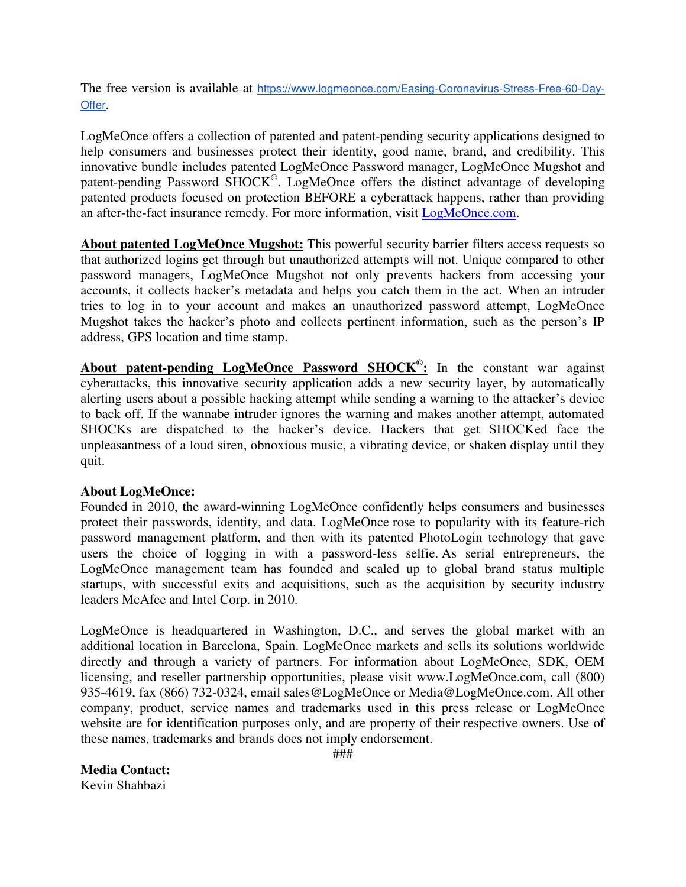The free version is available at [https://www.logmeonce.com/Easing-Coronavirus-Stress-Free-60-Day-Offer](https://www.logmeonce.com/Easing-Coronavirus-Stress-Free-60-Day-Offer).

LogMeOnce offers a collection of patented and patent-pending security applications designed to help consumers and businesses protect their identity, good name, brand, and credibility. This innovative bundle includes patented LogMeOnce Password manager, LogMeOnce Mugshot and patent-pending Password SHOCK©. LogMeOnce offers the distinct advantage of developing patented products focused on protection BEFORE a cyberattack happens, rather than providing an after-the-fact insurance remedy. For more information, visit [LogMeOnce.com](https://www.LogMeOnce.com).

**About patented LogMeOnce Mugshot:** This powerful security barrier filters access requests so that authorized logins get through but unauthorized attempts will not. Unique compared to other password managers, LogMeOnce Mugshot not only prevents hackers from accessing your accounts, it collects hacker's metadata and helps you catch them in the act. When an intruder tries to log in to your account and makes an unauthorized password attempt, LogMeOnce Mugshot takes the hacker's photo and collects pertinent information, such as the person's IP address, GPS location and time stamp.

**About patent-pending LogMeOnce Password SHOCK©:** In the constant war against cyberattacks, this innovative security application adds a new security layer, by automatically alerting users about a possible hacking attempt while sending a warning to the attacker's device to back off. If the wannabe intruder ignores the warning and makes another attempt, automated SHOCKs are dispatched to the hacker's device. Hackers that get SHOCKed face the unpleasantness of a loud siren, obnoxious music, a vibrating device, or shaken display until they quit.

**About LogMeOnce:**
Founded in 2010, the award-winning LogMeOnce confidently helps consumers and businesses protect their passwords, identity, and data. LogMeOnce rose to popularity with its feature-rich password management platform, and then with its patented PhotoLogin technology that gave users the choice of logging in with a password-less selfie. As serial entrepreneurs, the LogMeOnce management team has founded and scaled up to global brand status multiple startups, with successful exits and acquisitions, such as the acquisition by security industry leaders McAfee and Intel Corp. in 2010.

LogMeOnce is headquartered in Washington, D.C., and serves the global market with an additional location in Barcelona, Spain. LogMeOnce markets and sells its solutions worldwide directly and through a variety of partners. For information about LogMeOnce, SDK, OEM licensing, and reseller partnership opportunities, please visit www.LogMeOnce.com, call (800) 935-4619, fax (866) 732-0324, email sales@LogMeOnce or Media@LogMeOnce.com. All other company, product, service names and trademarks used in this press release or LogMeOnce website are for identification purposes only, and are property of their respective owners. Use of these names, trademarks and brands does not imply endorsement.

###

**Media Contact:**
Kevin Shahbazi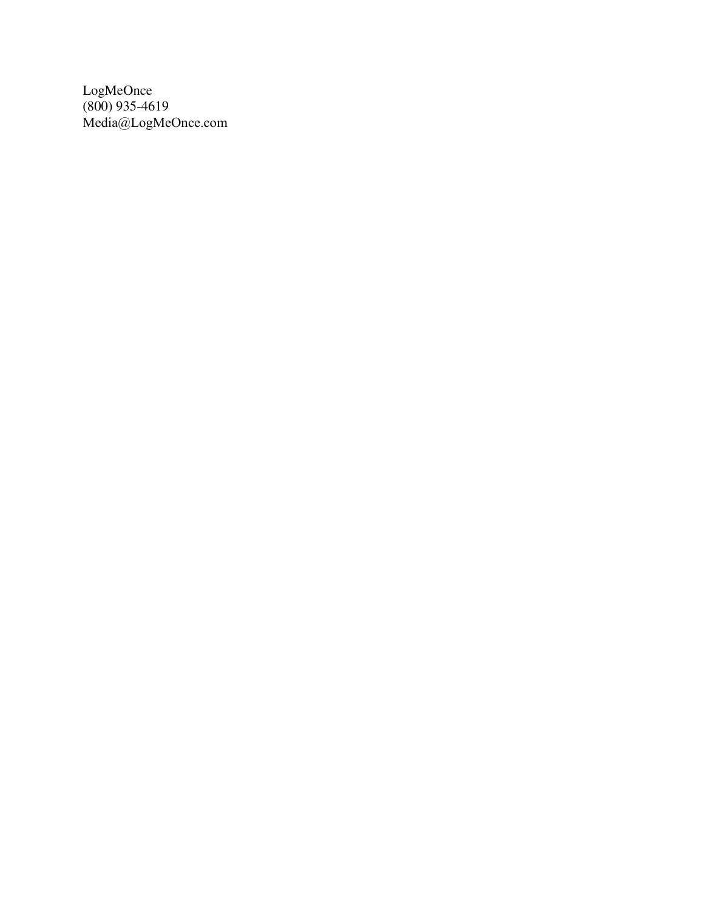LogMeOnce
(800) 935-4619
Media@LogMeOnce.com